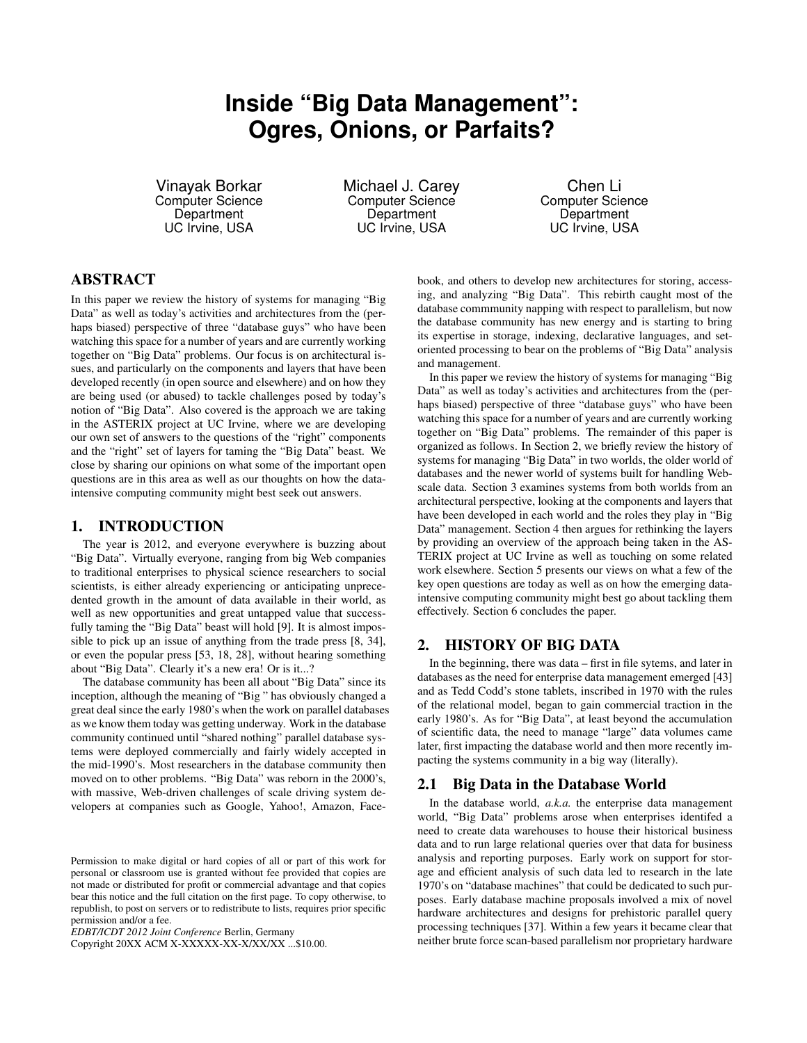# Inside "Big Data Management": Ogres, Onions, or Parfaits?

Vinayak Borkar
Computer Science Department
UC Irvine, USA

Michael J. Carey
Computer Science Department
UC Irvine, USA

Chen Li
Computer Science Department
UC Irvine, USA

## ABSTRACT

In this paper we review the history of systems for managing "Big Data" as well as today's activities and architectures from the (perhaps biased) perspective of three "database guys" who have been watching this space for a number of years and are currently working together on "Big Data" problems. Our focus is on architectural issues, and particularly on the components and layers that have been developed recently (in open source and elsewhere) and on how they are being used (or abused) to tackle challenges posed by today's notion of "Big Data". Also covered is the approach we are taking in the ASTERIX project at UC Irvine, where we are developing our own set of answers to the questions of the "right" components and the "right" set of layers for taming the "Big Data" beast. We close by sharing our opinions on what some of the important open questions are in this area as well as our thoughts on how the data-intensive computing community might best seek out answers.

## 1. INTRODUCTION

The year is 2012, and everyone everywhere is buzzing about "Big Data". Virtually everyone, ranging from big Web companies to traditional enterprises to physical science researchers to social scientists, is either already experiencing or anticipating unprecedented growth in the amount of data available in their world, as well as new opportunities and great untapped value that successfully taming the "Big Data" beast will hold [9]. It is almost impossible to pick up an issue of anything from the trade press [8, 34], or even the popular press [53, 18, 28], without hearing something about "Big Data". Clearly it's a new era! Or is it...?

The database community has been all about "Big Data" since its inception, although the meaning of "Big " has obviously changed a great deal since the early 1980's when the work on parallel databases as we know them today was getting underway. Work in the database community continued until "shared nothing" parallel database systems were deployed commercially and fairly widely accepted in the mid-1990's. Most researchers in the database community then moved on to other problems. "Big Data" was reborn in the 2000's, with massive, Web-driven challenges of scale driving system developers at companies such as Google, Yahoo!, Amazon, Facebook, and others to develop new architectures for storing, accessing, and analyzing "Big Data". This rebirth caught most of the database commmunity napping with respect to parallelism, but now the database community has new energy and is starting to bring its expertise in storage, indexing, declarative languages, and set-oriented processing to bear on the problems of "Big Data" analysis and management.

In this paper we review the history of systems for managing "Big Data" as well as today's activities and architectures from the (perhaps biased) perspective of three "database guys" who have been watching this space for a number of years and are currently working together on "Big Data" problems. The remainder of this paper is organized as follows. In Section 2, we briefly review the history of systems for managing "Big Data" in two worlds, the older world of databases and the newer world of systems built for handling Web-scale data. Section 3 examines systems from both worlds from an architectural perspective, looking at the components and layers that have been developed in each world and the roles they play in "Big Data" management. Section 4 then argues for rethinking the layers by providing an overview of the approach being taken in the ASTERIX project at UC Irvine as well as touching on some related work elsewhere. Section 5 presents our views on what a few of the key open questions are today as well as on how the emerging data-intensive computing community might best go about tackling them effectively. Section 6 concludes the paper.

## 2. HISTORY OF BIG DATA

In the beginning, there was data – first in file sytems, and later in databases as the need for enterprise data management emerged [43] and as Tedd Codd's stone tablets, inscribed in 1970 with the rules of the relational model, began to gain commercial traction in the early 1980's. As for "Big Data", at least beyond the accumulation of scientific data, the need to manage "large" data volumes came later, first impacting the database world and then more recently impacting the systems community in a big way (literally).

### 2.1 Big Data in the Database World

In the database world, *a.k.a.* the enterprise data management world, "Big Data" problems arose when enterprises identifed a need to create data warehouses to house their historical business data and to run large relational queries over that data for business analysis and reporting purposes. Early work on support for storage and efficient analysis of such data led to research in the late 1970's on "database machines" that could be dedicated to such purposes. Early database machine proposals involved a mix of novel hardware architectures and designs for prehistoric parallel query processing techniques [37]. Within a few years it became clear that neither brute force scan-based parallelism nor proprietary hardware

Permission to make digital or hard copies of all or part of this work for personal or classroom use is granted without fee provided that copies are not made or distributed for profit or commercial advantage and that copies bear this notice and the full citation on the first page. To copy otherwise, to republish, to post on servers or to redistribute to lists, requires prior specific permission and/or a fee.
*EDBT/ICDT 2012 Joint Conference* Berlin, Germany
Copyright 20XX ACM X-XXXXX-XX-X/XX/XX ...$10.00.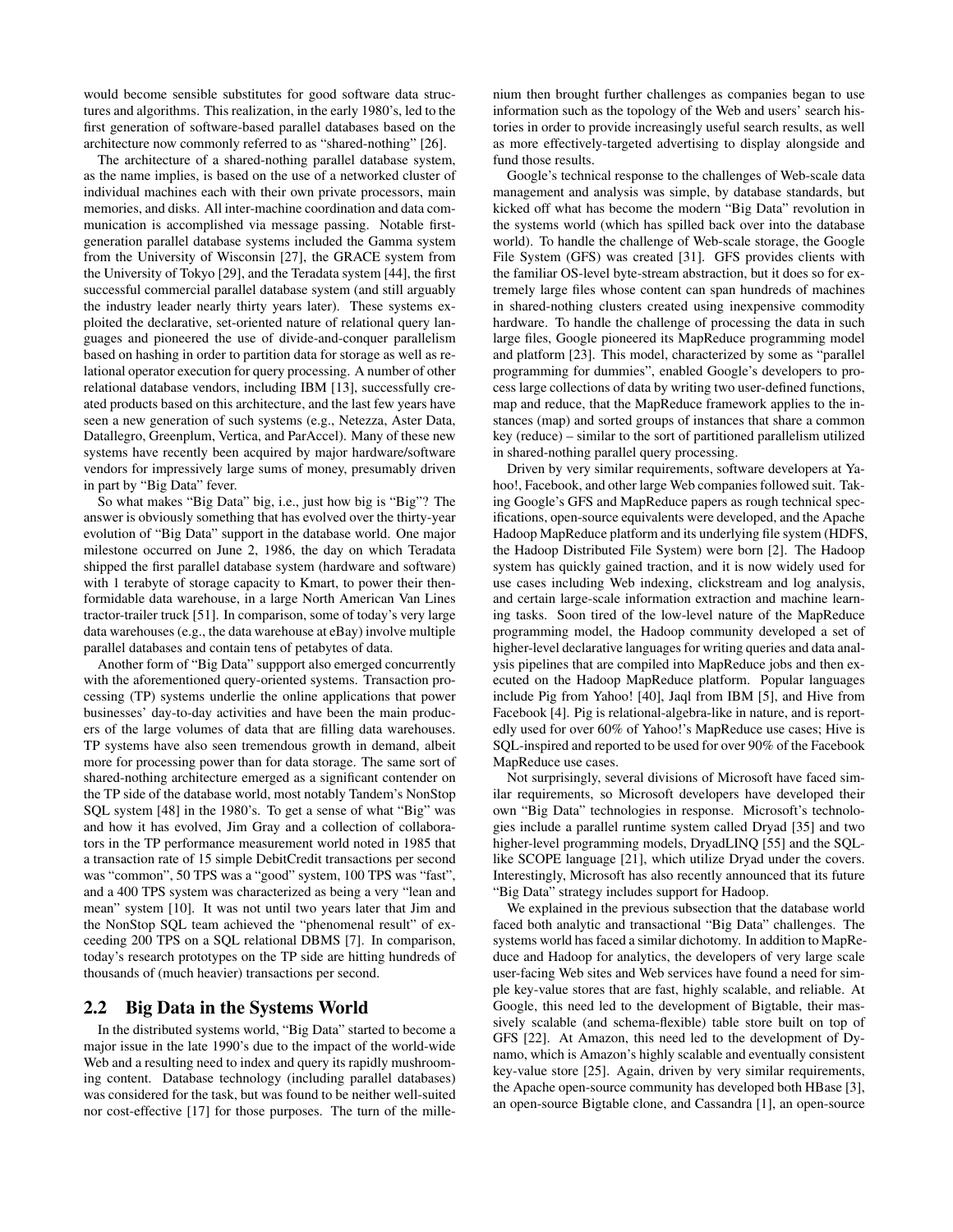would become sensible substitutes for good software data structures and algorithms. This realization, in the early 1980's, led to the first generation of software-based parallel databases based on the architecture now commonly referred to as "shared-nothing" [26].

The architecture of a shared-nothing parallel database system, as the name implies, is based on the use of a networked cluster of individual machines each with their own private processors, main memories, and disks. All inter-machine coordination and data communication is accomplished via message passing. Notable first-generation parallel database systems included the Gamma system from the University of Wisconsin [27], the GRACE system from the University of Tokyo [29], and the Teradata system [44], the first successful commercial parallel database system (and still arguably the industry leader nearly thirty years later). These systems exploited the declarative, set-oriented nature of relational query languages and pioneered the use of divide-and-conquer parallelism based on hashing in order to partition data for storage as well as relational operator execution for query processing. A number of other relational database vendors, including IBM [13], successfully created products based on this architecture, and the last few years have seen a new generation of such systems (e.g., Netezza, Aster Data, Datallegro, Greenplum, Vertica, and ParAccel). Many of these new systems have recently been acquired by major hardware/software vendors for impressively large sums of money, presumably driven in part by "Big Data" fever.

So what makes "Big Data" big, i.e., just how big is "Big"? The answer is obviously something that has evolved over the thirty-year evolution of "Big Data" support in the database world. One major milestone occurred on June 2, 1986, the day on which Teradata shipped the first parallel database system (hardware and software) with 1 terabyte of storage capacity to Kmart, to power their then-formidable data warehouse, in a large North American Van Lines tractor-trailer truck [51]. In comparison, some of today's very large data warehouses (e.g., the data warehouse at eBay) involve multiple parallel databases and contain tens of petabytes of data.

Another form of "Big Data" suppport also emerged concurrently with the aforementioned query-oriented systems. Transaction processing (TP) systems underlie the online applications that power businesses' day-to-day activities and have been the main producers of the large volumes of data that are filling data warehouses. TP systems have also seen tremendous growth in demand, albeit more for processing power than for data storage. The same sort of shared-nothing architecture emerged as a significant contender on the TP side of the database world, most notably Tandem's NonStop SQL system [48] in the 1980's. To get a sense of what "Big" was and how it has evolved, Jim Gray and a collection of collaborators in the TP performance measurement world noted in 1985 that a transaction rate of 15 simple DebitCredit transactions per second was "common", 50 TPS was a "good" system, 100 TPS was "fast", and a 400 TPS system was characterized as being a very "lean and mean" system [10]. It was not until two years later that Jim and the NonStop SQL team achieved the "phenomenal result" of exceeding 200 TPS on a SQL relational DBMS [7]. In comparison, today's research prototypes on the TP side are hitting hundreds of thousands of (much heavier) transactions per second.

## 2.2 Big Data in the Systems World

In the distributed systems world, "Big Data" started to become a major issue in the late 1990's due to the impact of the world-wide Web and a resulting need to index and query its rapidly mushrooming content. Database technology (including parallel databases) was considered for the task, but was found to be neither well-suited nor cost-effective [17] for those purposes. The turn of the millenium then brought further challenges as companies began to use information such as the topology of the Web and users' search histories in order to provide increasingly useful search results, as well as more effectively-targeted advertising to display alongside and fund those results.

Google's technical response to the challenges of Web-scale data management and analysis was simple, by database standards, but kicked off what has become the modern "Big Data" revolution in the systems world (which has spilled back over into the database world). To handle the challenge of Web-scale storage, the Google File System (GFS) was created [31]. GFS provides clients with the familiar OS-level byte-stream abstraction, but it does so for extremely large files whose content can span hundreds of machines in shared-nothing clusters created using inexpensive commodity hardware. To handle the challenge of processing the data in such large files, Google pioneered its MapReduce programming model and platform [23]. This model, characterized by some as "parallel programming for dummies", enabled Google's developers to process large collections of data by writing two user-defined functions, map and reduce, that the MapReduce framework applies to the instances (map) and sorted groups of instances that share a common key (reduce) – similar to the sort of partitioned parallelism utilized in shared-nothing parallel query processing.

Driven by very similar requirements, software developers at Yahoo!, Facebook, and other large Web companies followed suit. Taking Google's GFS and MapReduce papers as rough technical specifications, open-source equivalents were developed, and the Apache Hadoop MapReduce platform and its underlying file system (HDFS, the Hadoop Distributed File System) were born [2]. The Hadoop system has quickly gained traction, and it is now widely used for use cases including Web indexing, clickstream and log analysis, and certain large-scale information extraction and machine learning tasks. Soon tired of the low-level nature of the MapReduce programming model, the Hadoop community developed a set of higher-level declarative languages for writing queries and data analysis pipelines that are compiled into MapReduce jobs and then executed on the Hadoop MapReduce platform. Popular languages include Pig from Yahoo! [40], Jaql from IBM [5], and Hive from Facebook [4]. Pig is relational-algebra-like in nature, and is reportedly used for over 60% of Yahoo!'s MapReduce use cases; Hive is SQL-inspired and reported to be used for over 90% of the Facebook MapReduce use cases.

Not surprisingly, several divisions of Microsoft have faced similar requirements, so Microsoft developers have developed their own "Big Data" technologies in response. Microsoft's technologies include a parallel runtime system called Dryad [35] and two higher-level programming models, DryadLINQ [55] and the SQL-like SCOPE language [21], which utilize Dryad under the covers. Interestingly, Microsoft has also recently announced that its future "Big Data" strategy includes support for Hadoop.

We explained in the previous subsection that the database world faced both analytic and transactional "Big Data" challenges. The systems world has faced a similar dichotomy. In addition to MapReduce and Hadoop for analytics, the developers of very large scale user-facing Web sites and Web services have found a need for simple key-value stores that are fast, highly scalable, and reliable. At Google, this need led to the development of Bigtable, their massively scalable (and schema-flexible) table store built on top of GFS [22]. At Amazon, this need led to the development of Dynamo, which is Amazon's highly scalable and eventually consistent key-value store [25]. Again, driven by very similar requirements, the Apache open-source community has developed both HBase [3], an open-source Bigtable clone, and Cassandra [1], an open-source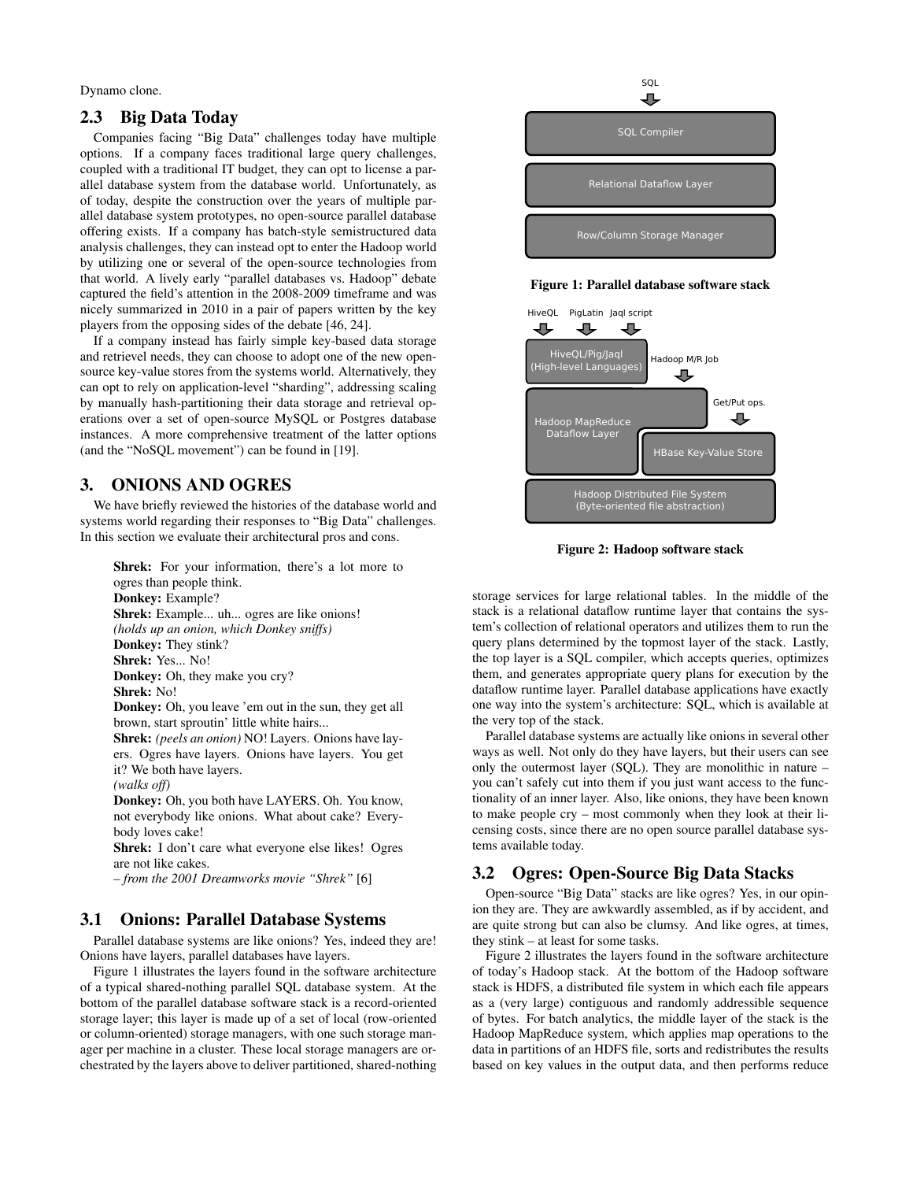Dynamo clone.

## 2.3 Big Data Today

Companies facing "Big Data" challenges today have multiple options. If a company faces traditional large query challenges, coupled with a traditional IT budget, they can opt to license a parallel database system from the database world. Unfortunately, as of today, despite the construction over the years of multiple parallel database system prototypes, no open-source parallel database offering exists. If a company has batch-style semistructured data analysis challenges, they can instead opt to enter the Hadoop world by utilizing one or several of the open-source technologies from that world. A lively early "parallel databases vs. Hadoop" debate captured the field's attention in the 2008-2009 timeframe and was nicely summarized in 2010 in a pair of papers written by the key players from the opposing sides of the debate [46, 24].

If a company instead has fairly simple key-based data storage and retrievel needs, they can choose to adopt one of the new open-source key-value stores from the systems world. Alternatively, they can opt to rely on application-level "sharding", addressing scaling by manually hash-partitioning their data storage and retrieval operations over a set of open-source MySQL or Postgres database instances. A more comprehensive treatment of the latter options (and the "NoSQL movement") can be found in [19].

# 3. ONIONS AND OGRES

We have briefly reviewed the histories of the database world and systems world regarding their responses to "Big Data" challenges. In this section we evaluate their architectural pros and cons.

> **Shrek:** For your information, there's a lot more to ogres than people think.
> **Donkey:** Example?
> **Shrek:** Example... uh... ogres are like onions!
> *(holds up an onion, which Donkey sniffs)*
> **Donkey:** They stink?
> **Shrek:** Yes... No!
> **Donkey:** Oh, they make you cry?
> **Shrek:** No!
> **Donkey:** Oh, you leave 'em out in the sun, they get all brown, start sproutin' little white hairs...
> **Shrek:** *(peels an onion)* NO! Layers. Onions have layers. Ogres have layers. Onions have layers. You get it? We both have layers.
> *(walks off)*
> **Donkey:** Oh, you both have LAYERS. Oh. You know, not everybody like onions. What about cake? Everybody loves cake!
> **Shrek:** I don't care what everyone else likes! Ogres are not like cakes.
> *– from the 2001 Dreamworks movie "Shrek"* [6]

## 3.1 Onions: Parallel Database Systems

Parallel database systems are like onions? Yes, indeed they are! Onions have layers, parallel databases have layers.

Figure 1 illustrates the layers found in the software architecture of a typical shared-nothing parallel SQL database system. At the bottom of the parallel database software stack is a record-oriented storage layer; this layer is made up of a set of local (row-oriented or column-oriented) storage managers, with one such storage manager per machine in a cluster. These local storage managers are orchestrated by the layers above to deliver partitioned, shared-nothing storage services for large relational tables. In the middle of the stack is a relational dataflow runtime layer that contains the system's collection of relational operators and utilizes them to run the query plans determined by the topmost layer of the stack. Lastly, the top layer is a SQL compiler, which accepts queries, optimizes them, and generates appropriate query plans for execution by the dataflow runtime layer. Parallel database applications have exactly one way into the system's architecture: SQL, which is available at the very top of the stack.

SQL

SQL Compiler

Relational Dataflow Layer

Row/Column Storage Manager

**Figure 1: Parallel database software stack**

HiveQL PigLatin Jaql script

HiveQL/Pig/Jaql (High-level Languages)

Hadoop M/R Job

Get/Put ops.

Hadoop MapReduce Dataflow Layer

HBase Key-Value Store

Hadoop Distributed File System (Byte-oriented file abstraction)

**Figure 2: Hadoop software stack**

Parallel database systems are actually like onions in several other ways as well. Not only do they have layers, but their users can see only the outermost layer (SQL). They are monolithic in nature – you can't safely cut into them if you just want access to the functionality of an inner layer. Also, like onions, they have been known to make people cry – most commonly when they look at their licensing costs, since there are no open source parallel database systems available today.

## 3.2 Ogres: Open-Source Big Data Stacks

Open-source "Big Data" stacks are like ogres? Yes, in our opinion they are. They are awkwardly assembled, as if by accident, and are quite strong but can also be clumsy. And like ogres, at times, they stink – at least for some tasks.

Figure 2 illustrates the layers found in the software architecture of today's Hadoop stack. At the bottom of the Hadoop software stack is HDFS, a distributed file system in which each file appears as a (very large) contiguous and randomly addressible sequence of bytes. For batch analytics, the middle layer of the stack is the Hadoop MapReduce system, which applies map operations to the data in partitions of an HDFS file, sorts and redistributes the results based on key values in the output data, and then performs reduce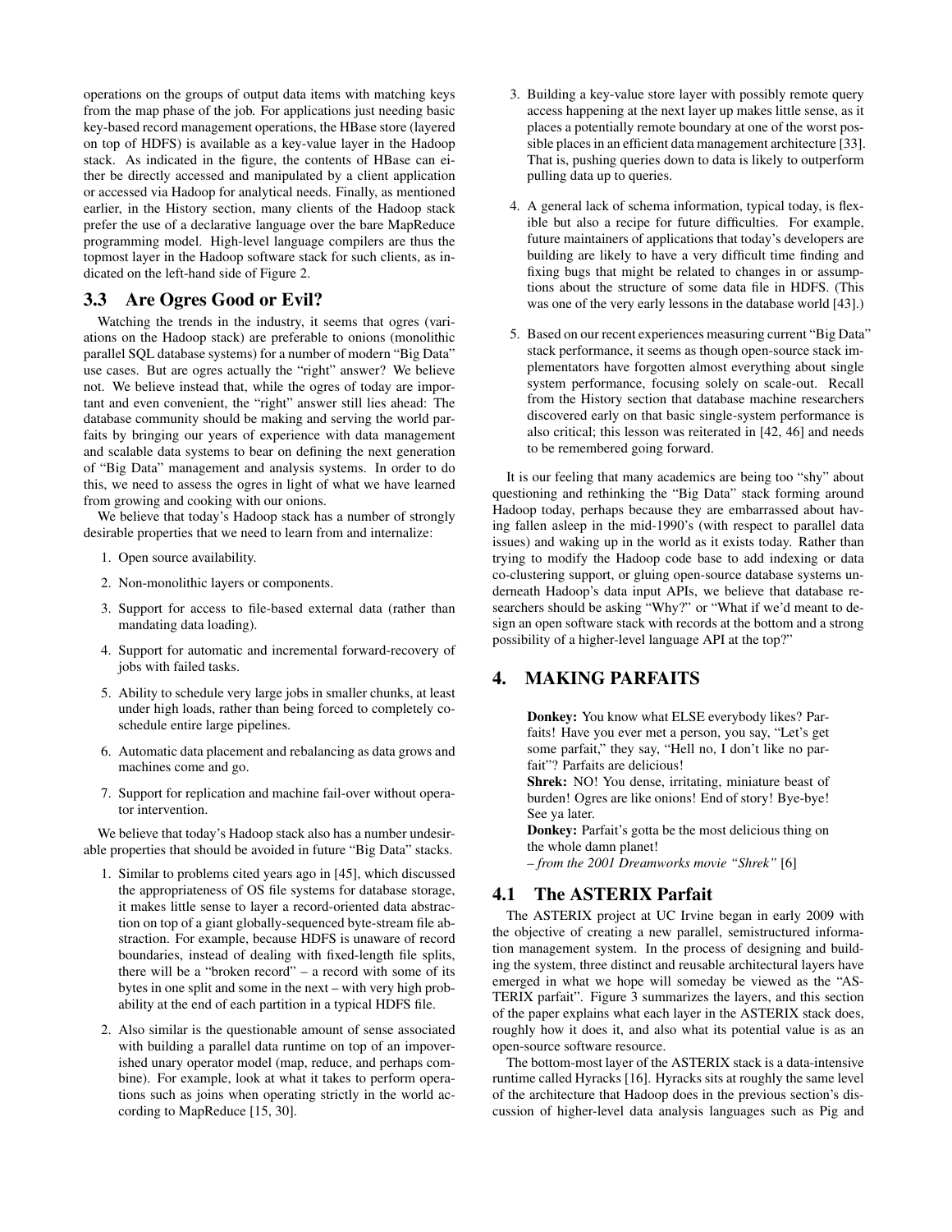operations on the groups of output data items with matching keys from the map phase of the job. For applications just needing basic key-based record management operations, the HBase store (layered on top of HDFS) is available as a key-value layer in the Hadoop stack. As indicated in the figure, the contents of HBase can either be directly accessed and manipulated by a client application or accessed via Hadoop for analytical needs. Finally, as mentioned earlier, in the History section, many clients of the Hadoop stack prefer the use of a declarative language over the bare MapReduce programming model. High-level language compilers are thus the topmost layer in the Hadoop software stack for such clients, as indicated on the left-hand side of Figure 2.

## 3.3 Are Ogres Good or Evil?

Watching the trends in the industry, it seems that ogres (variations on the Hadoop stack) are preferable to onions (monolithic parallel SQL database systems) for a number of modern "Big Data" use cases. But are ogres actually the "right" answer? We believe not. We believe instead that, while the ogres of today are important and even convenient, the "right" answer still lies ahead: The database community should be making and serving the world parfaits by bringing our years of experience with data management and scalable data systems to bear on defining the next generation of "Big Data" management and analysis systems. In order to do this, we need to assess the ogres in light of what we have learned from growing and cooking with our onions.

We believe that today's Hadoop stack has a number of strongly desirable properties that we need to learn from and internalize:

1. Open source availability.
2. Non-monolithic layers or components.
3. Support for access to file-based external data (rather than mandating data loading).
4. Support for automatic and incremental forward-recovery of jobs with failed tasks.
5. Ability to schedule very large jobs in smaller chunks, at least under high loads, rather than being forced to completely co-schedule entire large pipelines.
6. Automatic data placement and rebalancing as data grows and machines come and go.
7. Support for replication and machine fail-over without operator intervention.

We believe that today's Hadoop stack also has a number undesirable properties that should be avoided in future "Big Data" stacks.

1. Similar to problems cited years ago in [45], which discussed the appropriateness of OS file systems for database storage, it makes little sense to layer a record-oriented data abstraction on top of a giant globally-sequenced byte-stream file abstraction. For example, because HDFS is unaware of record boundaries, instead of dealing with fixed-length file splits, there will be a "broken record" – a record with some of its bytes in one split and some in the next – with very high probability at the end of each partition in a typical HDFS file.
2. Also similar is the questionable amount of sense associated with building a parallel data runtime on top of an impoverished unary operator model (map, reduce, and perhaps combine). For example, look at what it takes to perform operations such as joins when operating strictly in the world according to MapReduce [15, 30].
3. Building a key-value store layer with possibly remote query access happening at the next layer up makes little sense, as it places a potentially remote boundary at one of the worst possible places in an efficient data management architecture [33]. That is, pushing queries down to data is likely to outperform pulling data up to queries.
4. A general lack of schema information, typical today, is flexible but also a recipe for future difficulties. For example, future maintainers of applications that today's developers are building are likely to have a very difficult time finding and fixing bugs that might be related to changes in or assumptions about the structure of some data file in HDFS. (This was one of the very early lessons in the database world [43].)
5. Based on our recent experiences measuring current "Big Data" stack performance, it seems as though open-source stack implementators have forgotten almost everything about single system performance, focusing solely on scale-out. Recall from the History section that database machine researchers discovered early on that basic single-system performance is also critical; this lesson was reiterated in [42, 46] and needs to be remembered going forward.

It is our feeling that many academics are being too "shy" about questioning and rethinking the "Big Data" stack forming around Hadoop today, perhaps because they are embarrassed about having fallen asleep in the mid-1990's (with respect to parallel data issues) and waking up in the world as it exists today. Rather than trying to modify the Hadoop code base to add indexing or data co-clustering support, or gluing open-source database systems underneath Hadoop's data input APIs, we believe that database researchers should be asking "Why?" or "What if we'd meant to design an open software stack with records at the bottom and a strong possibility of a higher-level language API at the top?"

# 4. MAKING PARFAITS

> **Donkey:** You know what ELSE everybody likes? Parfaits! Have you ever met a person, you say, "Let's get some parfait," they say, "Hell no, I don't like no parfait"? Parfaits are delicious!
> **Shrek:** NO! You dense, irritating, miniature beast of burden! Ogres are like onions! End of story! Bye-bye! See ya later.
> **Donkey:** Parfait's gotta be the most delicious thing on the whole damn planet!
> *– from the 2001 Dreamworks movie "Shrek" [6]*

## 4.1 The ASTERIX Parfait

The ASTERIX project at UC Irvine began in early 2009 with the objective of creating a new parallel, semistructured information management system. In the process of designing and building the system, three distinct and reusable architectural layers have emerged in what we hope will someday be viewed as the "ASTERIX parfait". Figure 3 summarizes the layers, and this section of the paper explains what each layer in the ASTERIX stack does, roughly how it does it, and also what its potential value is as an open-source software resource.

The bottom-most layer of the ASTERIX stack is a data-intensive runtime called Hyracks [16]. Hyracks sits at roughly the same level of the architecture that Hadoop does in the previous section's discussion of higher-level data analysis languages such as Pig and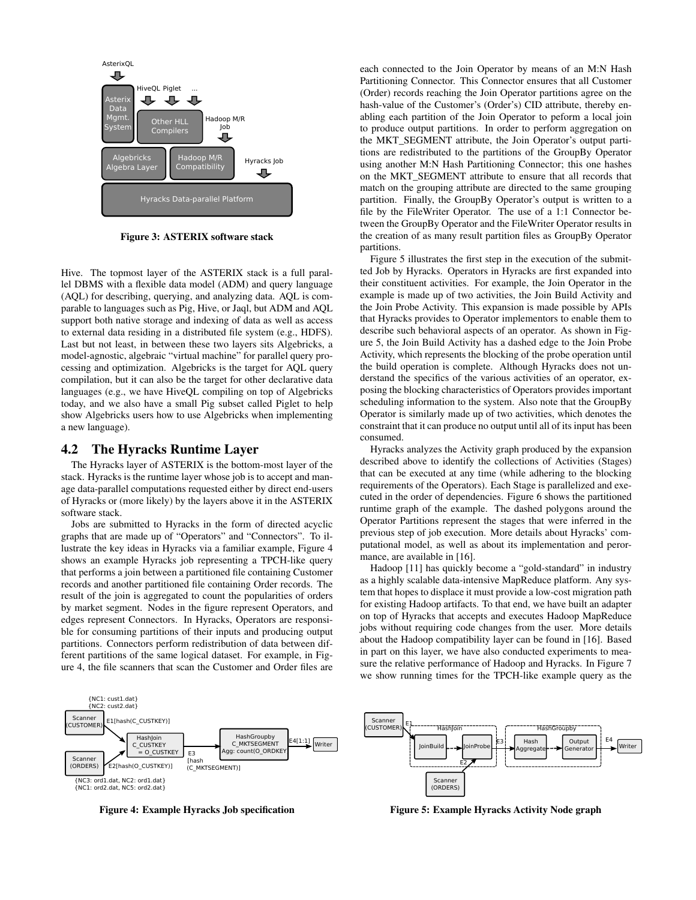AsterixQL

Asterix Data Mgmt. System

HiveQL Piglet ...

Other HLL Compilers

Hadoop M/R Job

Algebricks Algebra Layer

Hadoop M/R Compatibility

Hyracks Job

Hyracks Data-parallel Platform

**Figure 3: ASTERIX software stack**

Hive. The topmost layer of the ASTERIX stack is a full parallel DBMS with a flexible data model (ADM) and query language (AQL) for describing, querying, and analyzing data. AQL is comparable to languages such as Pig, Hive, or Jaql, but ADM and AQL support both native storage and indexing of data as well as access to external data residing in a distributed file system (e.g., HDFS). Last but not least, in between these two layers sits Algebricks, a model-agnostic, algebraic "virtual machine" for parallel query processing and optimization. Algebricks is the target for AQL query compilation, but it can also be the target for other declarative data languages (e.g., we have HiveQL compiling on top of Algebricks today, and we also have a small Pig subset called Piglet to help show Algebricks users how to use Algebricks when implementing a new language).

## 4.2 The Hyracks Runtime Layer

The Hyracks layer of ASTERIX is the bottom-most layer of the stack. Hyracks is the runtime layer whose job is to accept and manage data-parallel computations requested either by direct end-users of Hyracks or (more likely) by the layers above it in the ASTERIX software stack.

Jobs are submitted to Hyracks in the form of directed acyclic graphs that are made up of "Operators" and "Connectors". To illustrate the key ideas in Hyracks via a familiar example, Figure 4 shows an example Hyracks job representing a TPCH-like query that performs a join between a partitioned file containing Customer records and another partitioned file containing Order records. The result of the join is aggregated to count the popularities of orders by market segment. Nodes in the figure represent Operators, and edges represent Connectors. In Hyracks, Operators are responsible for consuming partitions of their inputs and producing output partitions. Connectors perform redistribution of data between different partitions of the same logical dataset. For example, in Figure 4, the file scanners that scan the Customer and Order files are each connected to the Join Operator by means of an M:N Hash Partitioning Connector. This Connector ensures that all Customer (Order) records reaching the Join Operator partitions agree on the hash-value of the Customer's (Order's) CID attribute, thereby enabling each partition of the Join Operator to peform a local join to produce output partitions. In order to perform aggregation on the MKT_SEGMENT attribute, the Join Operator's output partitions are redistributed to the partitions of the GroupBy Operator using another M:N Hash Partitioning Connector; this one hashes on the MKT_SEGMENT attribute to ensure that all records that match on the grouping attribute are directed to the same grouping partition. Finally, the GroupBy Operator's output is written to a file by the FileWriter Operator. The use of a 1:1 Connector between the GroupBy Operator and the FileWriter Operator results in the creation of as many result partition files as GroupBy Operator partitions.

Figure 5 illustrates the first step in the execution of the submitted Job by Hyracks. Operators in Hyracks are first expanded into their constituent activities. For example, the Join Operator in the example is made up of two activities, the Join Build Activity and the Join Probe Activity. This expansion is made possible by APIs that Hyracks provides to Operator implementors to enable them to describe such behavioral aspects of an operator. As shown in Figure 5, the Join Build Activity has a dashed edge to the Join Probe Activity, which represents the blocking of the probe operation until the build operation is complete. Although Hyracks does not understand the specifics of the various activities of an operator, exposing the blocking characteristics of Operators provides important scheduling information to the system. Also note that the GroupBy Operator is similarly made up of two activities, which denotes the constraint that it can produce no output until all of its input has been consumed.

Hyracks analyzes the Activity graph produced by the expansion described above to identify the collections of Activities (Stages) that can be executed at any time (while adhering to the blocking requirements of the Operators). Each Stage is parallelized and executed in the order of dependencies. Figure 6 shows the partitioned runtime graph of the example. The dashed polygons around the Operator Partitions represent the stages that were inferred in the previous step of job execution. More details about Hyracks' computational model, as well as about its implementation and perormance, are available in [16].

Hadoop [11] has quickly become a "gold-standard" in industry as a highly scalable data-intensive MapReduce platform. Any system that hopes to displace it must provide a low-cost migration path for existing Hadoop artifacts. To that end, we have built an adapter on top of Hyracks that accepts and executes Hadoop MapReduce jobs without requiring code changes from the user. More details about the Hadoop compatibility layer can be found in [16]. Based in part on this layer, we have also conducted experiments to measure the relative performance of Hadoop and Hyracks. In Figure 7 we show running times for the TPCH-like example query as the

{NC1: cust1.dat}
{NC2: cust2.dat}

Scanner (CUSTOMER)

E1[hash(C_CUSTKEY)]

HashJoin C_CUSTKEY = O_CUSTKEY

HashGroupby C_MKTSEGMENT Agg: count(O_ORDKEY)

E4[1:1]

Writer

Scanner (ORDERS)

E2[hash(O_CUSTKEY)]

E3 [hash (C_MKTSEGMENT)]

{NC3: ord1.dat, NC2: ord1.dat}
{NC1: ord2.dat, NC5: ord2.dat}

**Figure 4: Example Hyracks Job specification**

Scanner (CUSTOMER)

E1

HashJoin

JoinBuild

JoinProbe

E3

HashGroupby

Hash Aggregate

Output Generator

E4

Writer

E2

Scanner (ORDERS)

**Figure 5: Example Hyracks Activity Node graph**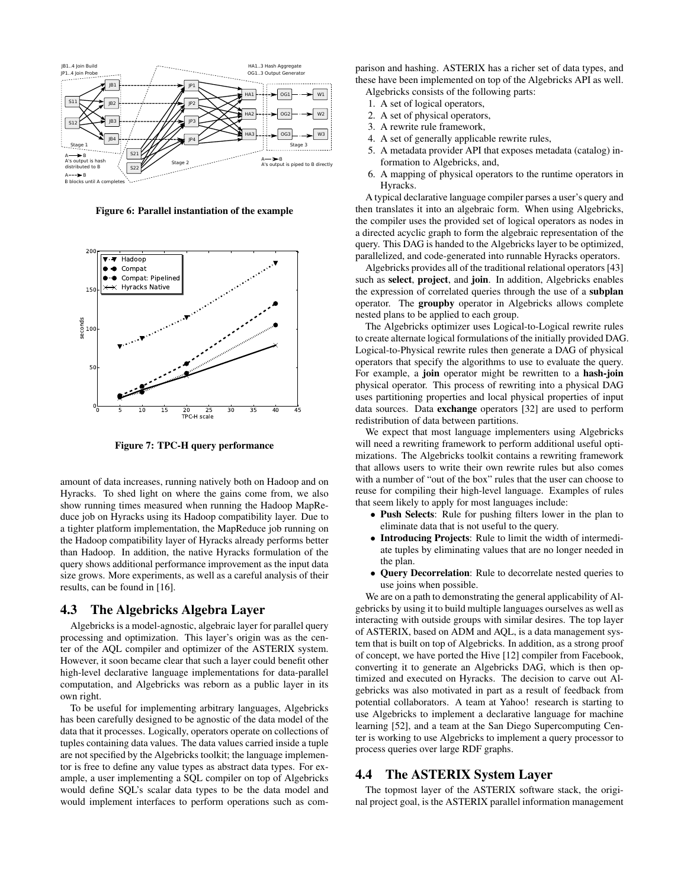JB1..4 Join Build
JP1..4 Join Probe
HA1..3 Hash Aggregate
OG1..3 Output Generator
JB1 JB2 JB3 JB4 S11 S12 Stage 1
JP1 JP2 JP3 JP4 S21 S22 Stage 2
HA1 HA2 HA3 OG1 OG2 OG3 W1 W2 W3 Stage 3
A → B A's output is hash distributed to B
A - - → B B blocks until A completes
A → B A's output is piped to B directly

**Figure 6: Parallel instantiation of the example**

200
150
100
50
0
seconds
0 5 10 15 20 25 30 35 40 45
TPC-H scale
Hadoop
Compat
Compat: Pipelined
Hyracks Native

**Figure 7: TPC-H query performance**

amount of data increases, running natively both on Hadoop and on Hyracks. To shed light on where the gains come from, we also show running times measured when running the Hadoop MapReduce job on Hyracks using its Hadoop compatibility layer. Due to a tighter platform implementation, the MapReduce job running on the Hadoop compatibility layer of Hyracks already performs better than Hadoop. In addition, the native Hyracks formulation of the query shows additional performance improvement as the input data size grows. More experiments, as well as a careful analysis of their results, can be found in [16].

## 4.3 The Algebricks Algebra Layer

Algebricks is a model-agnostic, algebraic layer for parallel query processing and optimization. This layer's origin was as the center of the AQL compiler and optimizer of the ASTERIX system. However, it soon became clear that such a layer could benefit other high-level declarative language implementations for data-parallel computation, and Algebricks was reborn as a public layer in its own right.

To be useful for implementing arbitrary languages, Algebricks has been carefully designed to be agnostic of the data model of the data that it processes. Logically, operators operate on collections of tuples containing data values. The data values carried inside a tuple are not specified by the Algebricks toolkit; the language implementor is free to define any value types as abstract data types. For example, a user implementing a SQL compiler on top of Algebricks would define SQL's scalar data types to be the data model and would implement interfaces to perform operations such as comparison and hashing. ASTERIX has a richer set of data types, and these have been implemented on top of the Algebricks API as well.

Algebricks consists of the following parts:

1. A set of logical operators,
2. A set of physical operators,
3. A rewrite rule framework,
4. A set of generally applicable rewrite rules,
5. A metadata provider API that exposes metadata (catalog) information to Algebricks, and,
6. A mapping of physical operators to the runtime operators in Hyracks.

A typical declarative language compiler parses a user's query and then translates it into an algebraic form. When using Algebricks, the compiler uses the provided set of logical operators as nodes in a directed acyclic graph to form the algebraic representation of the query. This DAG is handed to the Algebricks layer to be optimized, parallelized, and code-generated into runnable Hyracks operators.

Algebricks provides all of the traditional relational operators [43] such as **select**, **project**, and **join**. In addition, Algebricks enables the expression of correlated queries through the use of a **subplan** operator. The **groupby** operator in Algebricks allows complete nested plans to be applied to each group.

The Algebricks optimizer uses Logical-to-Logical rewrite rules to create alternate logical formulations of the initially provided DAG. Logical-to-Physical rewrite rules then generate a DAG of physical operators that specify the algorithms to use to evaluate the query. For example, a **join** operator might be rewritten to a **hash-join** physical operator. This process of rewriting into a physical DAG uses partitioning properties and local physical properties of input data sources. Data **exchange** operators [32] are used to perform redistribution of data between partitions.

We expect that most language implementers using Algebricks will need a rewriting framework to perform additional useful optimizations. The Algebricks toolkit contains a rewriting framework that allows users to write their own rewrite rules but also comes with a number of "out of the box" rules that the user can choose to reuse for compiling their high-level language. Examples of rules that seem likely to apply for most languages include:

- **Push Selects**: Rule for pushing filters lower in the plan to eliminate data that is not useful to the query.
- **Introducing Projects**: Rule to limit the width of intermediate tuples by eliminating values that are no longer needed in the plan.
- **Query Decorrelation**: Rule to decorrelate nested queries to use joins when possible.

We are on a path to demonstrating the general applicability of Algebricks by using it to build multiple languages ourselves as well as interacting with outside groups with similar desires. The top layer of ASTERIX, based on ADM and AQL, is a data management system that is built on top of Algebricks. In addition, as a strong proof of concept, we have ported the Hive [12] compiler from Facebook, converting it to generate an Algebricks DAG, which is then optimized and executed on Hyracks. The decision to carve out Algebricks was also motivated in part as a result of feedback from potential collaborators. A team at Yahoo! research is starting to use Algebricks to implement a declarative language for machine learning [52], and a team at the San Diego Supercomputing Center is working to use Algebricks to implement a query processor to process queries over large RDF graphs.

## 4.4 The ASTERIX System Layer

The topmost layer of the ASTERIX software stack, the original project goal, is the ASTERIX parallel information management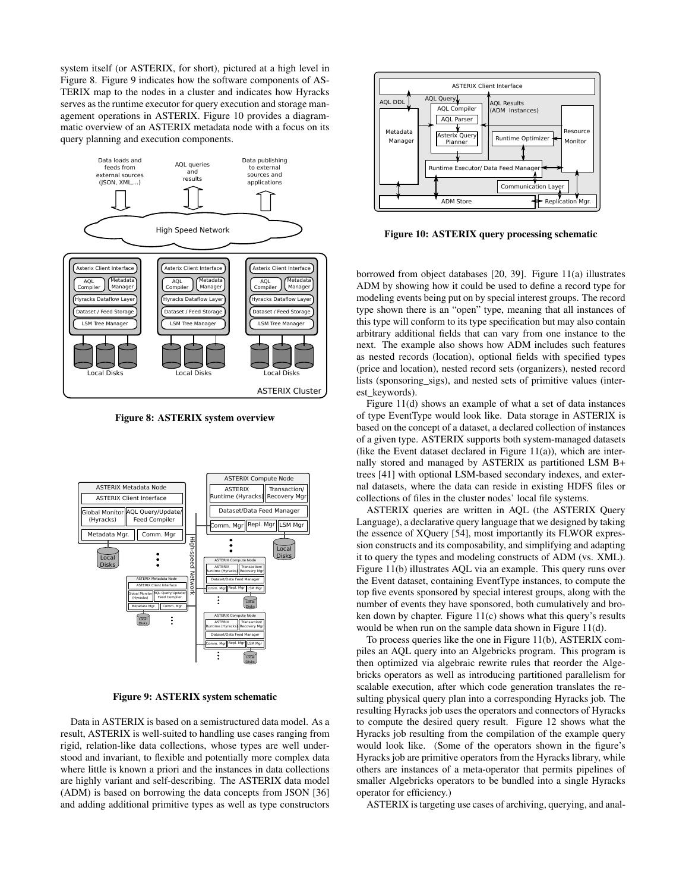system itself (or ASTERIX, for short), pictured at a high level in Figure 8. Figure 9 indicates how the software components of ASTERIX map to the nodes in a cluster and indicates how Hyracks serves as the runtime executor for query execution and storage management operations in ASTERIX. Figure 10 provides a diagrammatic overview of an ASTERIX metadata node with a focus on its query planning and execution components.

Data loads and feeds from external sources (JSON, XML,...)

AQL queries and results

Data publishing to external sources and applications

High Speed Network

Asterix Client Interface

AQL Compiler

Metadata Manager

Hyracks Dataflow Layer

Dataset / Feed Storage

LSM Tree Manager

Local Disks

ASTERIX Cluster

**Figure 8: ASTERIX system overview**

ASTERIX Metadata Node

ASTERIX Client Interface

Global Monitor (Hyracks)

AQL Query/Update/ Feed Compiler

Metadata Mgr.

Comm. Mgr

Local Disks

ASTERIX Compute Node

ASTERIX Runtime (Hyracks)

Transaction/ Recovery Mgr

Dataset/Data Feed Manager

Comm. Mgr

Repl. Mgr

LSM Mgr

High-speed Network

**Figure 9: ASTERIX system schematic**

Data in ASTERIX is based on a semistructured data model. As a result, ASTERIX is well-suited to handling use cases ranging from rigid, relation-like data collections, whose types are well understood and invariant, to flexible and potentially more complex data where little is known a priori and the instances in data collections are highly variant and self-describing. The ASTERIX data model (ADM) is based on borrowing the data concepts from JSON [36] and adding additional primitive types as well as type constructors borrowed from object databases [20, 39]. Figure 11(a) illustrates ADM by showing how it could be used to define a record type for modeling events being put on by special interest groups. The record type shown there is an "open" type, meaning that all instances of this type will conform to its type specification but may also contain arbitrary additional fields that can vary from one instance to the next. The example also shows how ADM includes such features as nested records (location), optional fields with specified types (price and location), nested record sets (organizers), nested record lists (sponsoring_sigs), and nested sets of primitive values (interest_keywords).

ASTERIX Client Interface

AQL DDL

AQL Query

AQL Results (ADM Instances)

AQL Compiler

AQL Parser

Metadata Manager

Asterix Query Planner

Runtime Optimizer

Resource Monitor

Runtime Executor/ Data Feed Manager

Communication Layer

ADM Store

Replication Mgr.

**Figure 10: ASTERIX query processing schematic**

Figure 11(d) shows an example of what a set of data instances of type EventType would look like. Data storage in ASTERIX is based on the concept of a dataset, a declared collection of instances of a given type. ASTERIX supports both system-managed datasets (like the Event dataset declared in Figure 11(a)), which are internally stored and managed by ASTERIX as partitioned LSM B+ trees [41] with optional LSM-based secondary indexes, and external datasets, where the data can reside in existing HDFS files or collections of files in the cluster nodes' local file systems.

ASTERIX queries are written in AQL (the ASTERIX Query Language), a declarative query language that we designed by taking the essence of XQuery [54], most importantly its FLWOR expression constructs and its composability, and simplifying and adapting it to query the types and modeling constructs of ADM (vs. XML). Figure 11(b) illustrates AQL via an example. This query runs over the Event dataset, containing EventType instances, to compute the top five events sponsored by special interest groups, along with the number of events they have sponsored, both cumulatively and broken down by chapter. Figure 11(c) shows what this query's results would be when run on the sample data shown in Figure 11(d).

To process queries like the one in Figure 11(b), ASTERIX compiles an AQL query into an Algebricks program. This program is then optimized via algebraic rewrite rules that reorder the Algebricks operators as well as introducing partitioned parallelism for scalable execution, after which code generation translates the resulting physical query plan into a corresponding Hyracks job. The resulting Hyracks job uses the operators and connectors of Hyracks to compute the desired query result. Figure 12 shows what the Hyracks job resulting from the compilation of the example query would look like. (Some of the operators shown in the figure's Hyracks job are primitive operators from the Hyracks library, while others are instances of a meta-operator that permits pipelines of smaller Algebricks operators to be bundled into a single Hyracks operator for efficiency.)

ASTERIX is targeting use cases of archiving, querying, and anal-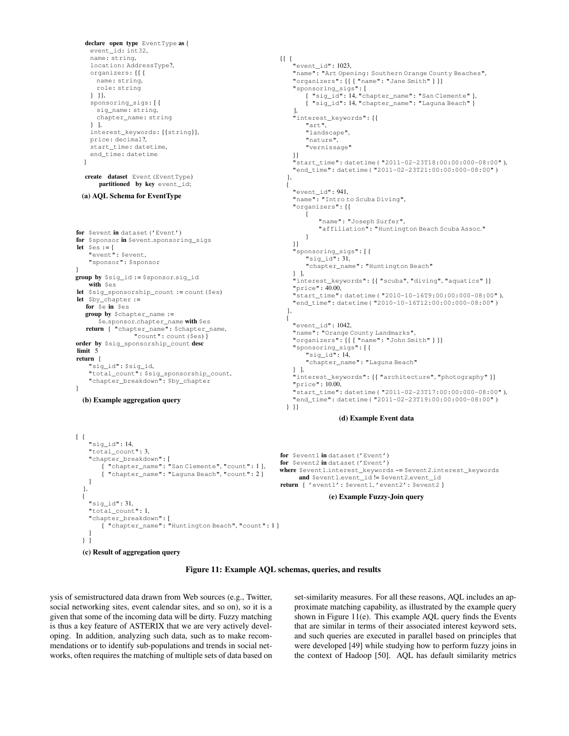```
declare open type EventType as {
  event_id: int32,
  name: string,
  location: AddressType?,
  organizers: {{ {
    name: string,
    role: string
  } }},
  sponsoring_sigs: [ {
    sig_name: string,
    chapter_name: string
  } ],
  interest_keywords: {{string}},
  price: decimal?,
  start_time: datetime,
  end_time: datetime
}

create dataset Event(EventType)
    partitioned by key event_id;
```

(a) AQL Schema for EventType

```
for $event in dataset('Event')
for $sponsor in $event.sponsoring_sigs
let $es := {
    "event": $event,
    "sponsor": $sponsor
}
group by $sig_id := $sponsor.sig_id
    with $es
let $sig_sponsorship_count := count($es)
let $by_chapter :=
    for $e in $es
    group by $chapter_name :=
        $e.sponsor.chapter_name with $es
    return { "chapter_name": $chapter_name,
             "count": count($es) }
order by $sig_sponsorship_count desc
limit 5
return {
    "sig_id": $sig_id,
    "total_count": $sig_sponsorship_count,
    "chapter_breakdown": $by_chapter
}
```

(b) Example aggregation query

```
[ {
    "sig_id": 14,
    "total_count": 3,
    "chapter_breakdown": [
        { "chapter_name": "San Clemente", "count": 1 },
        { "chapter_name": "Laguna Beach", "count": 2 }
    ]
  },
  {
    "sig_id": 31,
    "total_count": 1,
    "chapter_breakdown": [
        { "chapter_name": "Huntington Beach", "count": 1 }
    ]
  } ]
```

(c) Result of aggregation query

```
{{ {
    "event_id": 1023,
    "name": "Art Opening: Southern Orange County Beaches",
    "organizers": {{ { "name": "Jane Smith" } }}
    "sponsoring_sigs": [
        { "sig_id": 14, "chapter_name": "San Clemente" },
        { "sig_id": 14, "chapter_name": "Laguna Beach" }
    ],
    "interest_keywords": {{
        "art",
        "landscape",
        "nature",
        "vernissage"
    }}
    "start_time": datetime("2011-02-23T18:00:00:000-08:00"),
    "end_time": datetime("2011-02-23T21:00:00:000-08:00")
  },
  {
    "event_id": 941,
    "name": "Intro to Scuba Diving",
    "organizers": {{
        {
            "name": "Joseph Surfer",
            "affiliation": "Huntington Beach Scuba Assoc."
        }
    }}
    "sponsoring_sigs": [ {
        "sig_id": 31,
        "chapter_name": "Huntington Beach"
    } ],
    "interest_keywords": {{ "scuba", "diving", "aquatics" }}
    "price": 40.00,
    "start_time": datetime("2010-10-16T9:00:00:000-08:00"),
    "end_time": datetime("2010-10-16T12:00:00:000-08:00")
  },
  {
    "event_id": 1042,
    "name": "Orange County Landmarks",
    "organizers": {{ { "name": "John Smith" } }}
    "sponsoring_sigs": [ {
        "sig_id": 14,
        "chapter_name": "Laguna Beach"
    } ],
    "interest_keywords": {{ "architecture", "photography" }}
    "price": 10.00,
    "start_time": datetime("2011-02-23T17:00:00:000-08:00"),
    "end_time": datetime("2011-02-23T19:00:00:000-08:00")
} }}
```

(d) Example Event data

```
for $event1 in dataset('Event')
for $event2 in dataset('Event')
where $event1.interest_keywords ~= $event2.interest_keywords
    and $event1.event_id != $event2.event_id
return { 'event1': $event1, 'event2': $event2 }
```

(e) Example Fuzzy-Join query

**Figure 11: Example AQL schemas, queries, and results**

ysis of semistructured data drawn from Web sources (e.g., Twitter, social networking sites, event calendar sites, and so on), so it is a given that some of the incoming data will be dirty. Fuzzy matching is thus a key feature of ASTERIX that we are very actively developing. In addition, analyzing such data, such as to make recommendations or to identify sub-populations and trends in social networks, often requires the matching of multiple sets of data based on set-similarity measures. For all these reasons, AQL includes an approximate matching capability, as illustrated by the example query shown in Figure 11(e). This example AQL query finds the Events that are similar in terms of their associated interest keyword sets, and such queries are executed in parallel based on principles that were developed [49] while studying how to perform fuzzy joins in the context of Hadoop [50]. AQL has default similarity metrics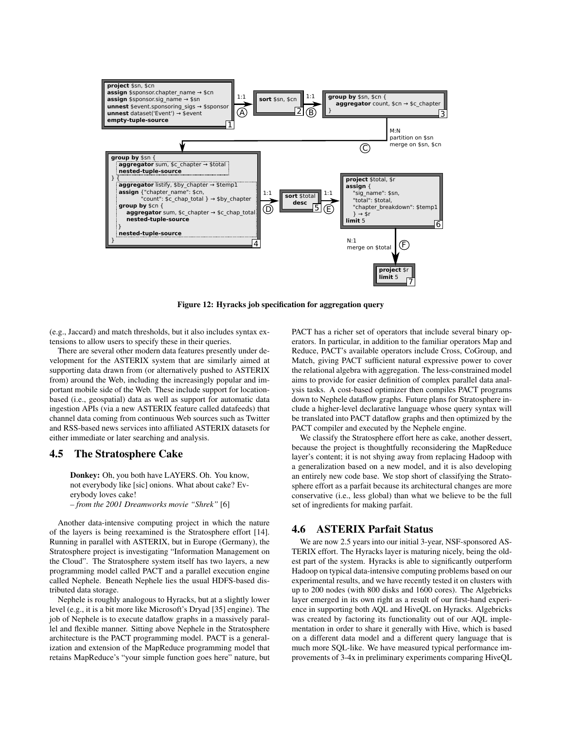project $sn, $cn
assign $sponsor.chapter_name → $cn
assign $sponsor.sig_name → $sn
unnest $event.sponsoring_sigs → $sponsor
unnest dataset('Event') → $event
empty-tuple-source
1

1:1
A

sort $sn, $cn
2

1:1
B

group by $sn, $cn {
aggregator count, $cn → $c_chapter
}
3

M:N
partition on $sn
merge on $sn, $cn
C

group by $sn {
aggregator sum, $c_chapter → $total
nested-tuple-source
} {
aggregator listify, $by_chapter → $temp1
assign {"chapter_name": $cn,
"count": $c_chap_total } → $by_chapter
group by $cn {
aggregator sum, $c_chapter → $c_chap_total
nested-tuple-source
}
nested-tuple-source
}
4

1:1
D

sort $total desc
5

1:1
E

project $total, $r
assign {
"sig_name": $sn,
"total": $total,
"chapter_breakdown": $temp1
} → $r
limit 5
6

N:1
merge on $total
F

project $r
limit 5
7

**Figure 12: Hyracks job specification for aggregation query**

(e.g., Jaccard) and match thresholds, but it also includes syntax extensions to allow users to specify these in their queries.

There are several other modern data features presently under development for the ASTERIX system that are similarly aimed at supporting data drawn from (or alternatively pushed to ASTERIX from) around the Web, including the increasingly popular and important mobile side of the Web. These include support for location-based (i.e., geospatial) data as well as support for automatic data ingestion APIs (via a new ASTERIX feature called datafeeds) that channel data coming from continuous Web sources such as Twitter and RSS-based news services into affiliated ASTERIX datasets for either immediate or later searching and analysis.

## 4.5 The Stratosphere Cake

> **Donkey:** Oh, you both have LAYERS. Oh. You know, not everybody like [sic] onions. What about cake? Everybody loves cake!
> – *from the 2001 Dreamworks movie "Shrek"* [6]

Another data-intensive computing project in which the nature of the layers is being reexamined is the Stratosphere effort [14]. Running in parallel with ASTERIX, but in Europe (Germany), the Stratosphere project is investigating "Information Management on the Cloud". The Stratosphere system itself has two layers, a new programming model called PACT and a parallel execution engine called Nephele. Beneath Nephele lies the usual HDFS-based distributed data storage.

Nephele is roughly analogous to Hyracks, but at a slightly lower level (e.g., it is a bit more like Microsoft's Dryad [35] engine). The job of Nephele is to execute dataflow graphs in a massively parallel and flexible manner. Sitting above Nephele in the Stratosphere architecture is the PACT programming model. PACT is a generalization and extension of the MapReduce programming model that retains MapReduce's "your simple function goes here" nature, but PACT has a richer set of operators that include several binary operators. In particular, in addition to the familiar operators Map and Reduce, PACT's available operators include Cross, CoGroup, and Match, giving PACT sufficient natural expressive power to cover the relational algebra with aggregation. The less-constrained model aims to provide for easier definition of complex parallel data analysis tasks. A cost-based optimizer then compiles PACT programs down to Nephele dataflow graphs. Future plans for Stratosphere include a higher-level declarative language whose query syntax will be translated into PACT dataflow graphs and then optimized by the PACT compiler and executed by the Nephele engine.

We classify the Stratosphere effort here as cake, another dessert, because the project is thoughtfully reconsidering the MapReduce layer's content; it is not shying away from replacing Hadoop with a generalization based on a new model, and it is also developing an entirely new code base. We stop short of classifying the Stratosphere effort as a parfait because its architectural changes are more conservative (i.e., less global) than what we believe to be the full set of ingredients for making parfait.

## 4.6 ASTERIX Parfait Status

We are now 2.5 years into our initial 3-year, NSF-sponsored ASTERIX effort. The Hyracks layer is maturing nicely, being the oldest part of the system. Hyracks is able to significantly outperform Hadoop on typical data-intensive computing problems based on our experimental results, and we have recently tested it on clusters with up to 200 nodes (with 800 disks and 1600 cores). The Algebricks layer emerged in its own right as a result of our first-hand experience in supporting both AQL and HiveQL on Hyracks. Algebricks was created by factoring its functionality out of our AQL implementation in order to share it generally with Hive, which is based on a different data model and a different query language that is much more SQL-like. We have measured typical performance improvements of 3-4x in preliminary experiments comparing HiveQL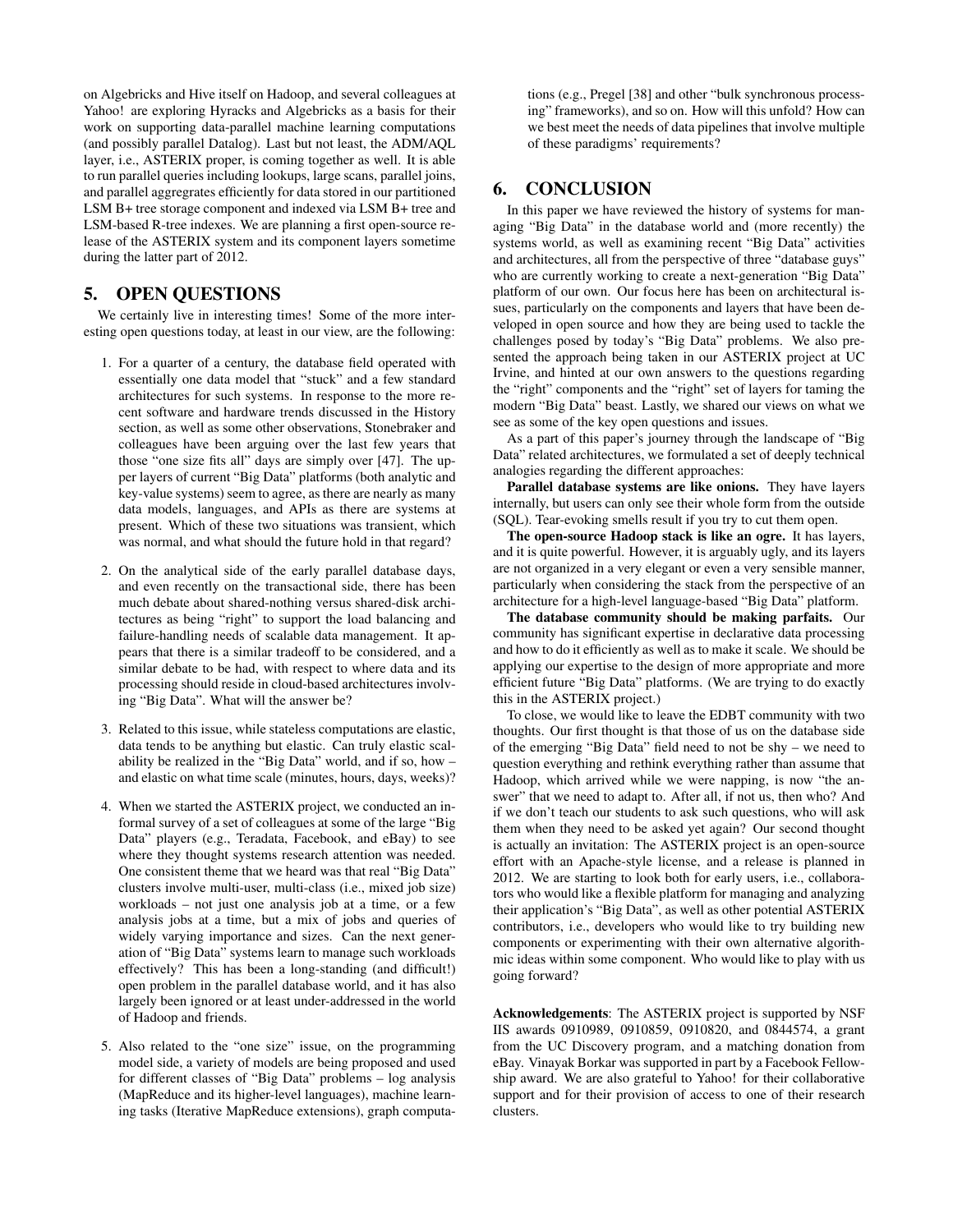on Algebricks and Hive itself on Hadoop, and several colleagues at Yahoo! are exploring Hyracks and Algebricks as a basis for their work on supporting data-parallel machine learning computations (and possibly parallel Datalog). Last but not least, the ADM/AQL layer, i.e., ASTERIX proper, is coming together as well. It is able to run parallel queries including lookups, large scans, parallel joins, and parallel aggregrates efficiently for data stored in our partitioned LSM B+ tree storage component and indexed via LSM B+ tree and LSM-based R-tree indexes. We are planning a first open-source release of the ASTERIX system and its component layers sometime during the latter part of 2012.

## 5. OPEN QUESTIONS

We certainly live in interesting times! Some of the more interesting open questions today, at least in our view, are the following:

1. For a quarter of a century, the database field operated with essentially one data model that "stuck" and a few standard architectures for such systems. In response to the more recent software and hardware trends discussed in the History section, as well as some other observations, Stonebraker and colleagues have been arguing over the last few years that those "one size fits all" days are simply over [47]. The upper layers of current "Big Data" platforms (both analytic and key-value systems) seem to agree, as there are nearly as many data models, languages, and APIs as there are systems at present. Which of these two situations was transient, which was normal, and what should the future hold in that regard?

2. On the analytical side of the early parallel database days, and even recently on the transactional side, there has been much debate about shared-nothing versus shared-disk architectures as being "right" to support the load balancing and failure-handling needs of scalable data management. It appears that there is a similar tradeoff to be considered, and a similar debate to be had, with respect to where data and its processing should reside in cloud-based architectures involving "Big Data". What will the answer be?

3. Related to this issue, while stateless computations are elastic, data tends to be anything but elastic. Can truly elastic scalability be realized in the "Big Data" world, and if so, how – and elastic on what time scale (minutes, hours, days, weeks)?

4. When we started the ASTERIX project, we conducted an informal survey of a set of colleagues at some of the large "Big Data" players (e.g., Teradata, Facebook, and eBay) to see where they thought systems research attention was needed. One consistent theme that we heard was that real "Big Data" clusters involve multi-user, multi-class (i.e., mixed job size) workloads – not just one analysis job at a time, or a few analysis jobs at a time, but a mix of jobs and queries of widely varying importance and sizes. Can the next generation of "Big Data" systems learn to manage such workloads effectively? This has been a long-standing (and difficult!) open problem in the parallel database world, and it has also largely been ignored or at least under-addressed in the world of Hadoop and friends.

5. Also related to the "one size" issue, on the programming model side, a variety of models are being proposed and used for different classes of "Big Data" problems – log analysis (MapReduce and its higher-level languages), machine learning tasks (Iterative MapReduce extensions), graph computations (e.g., Pregel [38] and other "bulk synchronous processing" frameworks), and so on. How will this unfold? How can we best meet the needs of data pipelines that involve multiple of these paradigms' requirements?

## 6. CONCLUSION

In this paper we have reviewed the history of systems for managing "Big Data" in the database world and (more recently) the systems world, as well as examining recent "Big Data" activities and architectures, all from the perspective of three "database guys" who are currently working to create a next-generation "Big Data" platform of our own. Our focus here has been on architectural issues, particularly on the components and layers that have been developed in open source and how they are being used to tackle the challenges posed by today's "Big Data" problems. We also presented the approach being taken in our ASTERIX project at UC Irvine, and hinted at our own answers to the questions regarding the "right" components and the "right" set of layers for taming the modern "Big Data" beast. Lastly, we shared our views on what we see as some of the key open questions and issues.

As a part of this paper's journey through the landscape of "Big Data" related architectures, we formulated a set of deeply technical analogies regarding the different approaches:

**Parallel database systems are like onions.** They have layers internally, but users can only see their whole form from the outside (SQL). Tear-evoking smells result if you try to cut them open.

**The open-source Hadoop stack is like an ogre.** It has layers, and it is quite powerful. However, it is arguably ugly, and its layers are not organized in a very elegant or even a very sensible manner, particularly when considering the stack from the perspective of an architecture for a high-level language-based "Big Data" platform.

**The database community should be making parfaits.** Our community has significant expertise in declarative data processing and how to do it efficiently as well as to make it scale. We should be applying our expertise to the design of more appropriate and more efficient future "Big Data" platforms. (We are trying to do exactly this in the ASTERIX project.)

To close, we would like to leave the EDBT community with two thoughts. Our first thought is that those of us on the database side of the emerging "Big Data" field need to not be shy – we need to question everything and rethink everything rather than assume that Hadoop, which arrived while we were napping, is now "the answer" that we need to adapt to. After all, if not us, then who? And if we don't teach our students to ask such questions, who will ask them when they need to be asked yet again? Our second thought is actually an invitation: The ASTERIX project is an open-source effort with an Apache-style license, and a release is planned in 2012. We are starting to look both for early users, i.e., collaborators who would like a flexible platform for managing and analyzing their application's "Big Data", as well as other potential ASTERIX contributors, i.e., developers who would like to try building new components or experimenting with their own alternative algorithmic ideas within some component. Who would like to play with us going forward?

**Acknowledgements**: The ASTERIX project is supported by NSF IIS awards 0910989, 0910859, 0910820, and 0844574, a grant from the UC Discovery program, and a matching donation from eBay. Vinayak Borkar was supported in part by a Facebook Fellowship award. We are also grateful to Yahoo! for their collaborative support and for their provision of access to one of their research clusters.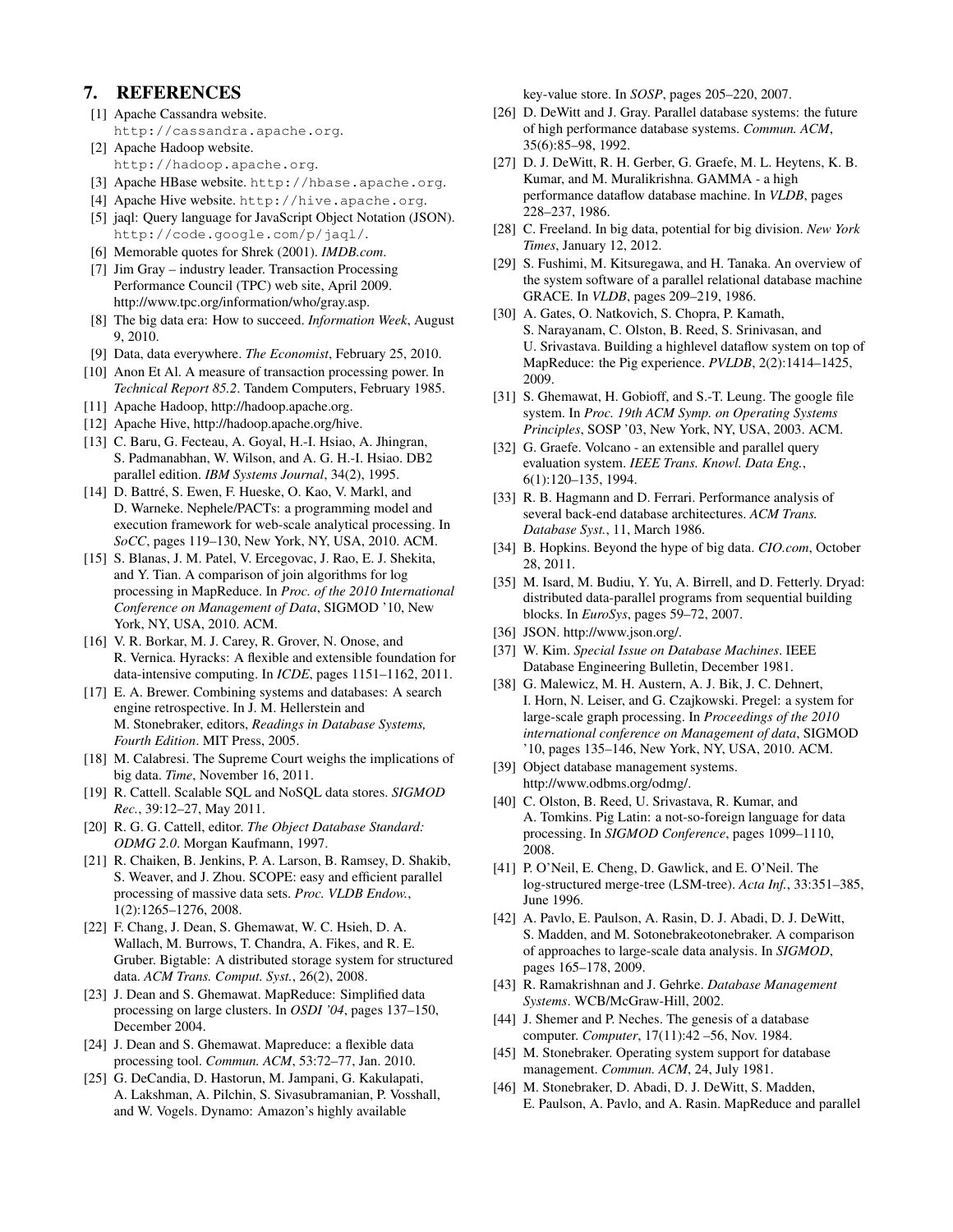## 7. REFERENCES

[1] Apache Cassandra website. http://cassandra.apache.org.

[2] Apache Hadoop website. http://hadoop.apache.org.

[3] Apache HBase website. http://hbase.apache.org.

[4] Apache Hive website. http://hive.apache.org.

[5] jaql: Query language for JavaScript Object Notation (JSON). http://code.google.com/p/jaql/.

[6] Memorable quotes for Shrek (2001). *IMDB.com*.

[7] Jim Gray – industry leader. Transaction Processing Performance Council (TPC) web site, April 2009. http://www.tpc.org/information/who/gray.asp.

[8] The big data era: How to succeed. *Information Week*, August 9, 2010.

[9] Data, data everywhere. *The Economist*, February 25, 2010.

[10] Anon Et Al. A measure of transaction processing power. In *Technical Report 85.2*. Tandem Computers, February 1985.

[11] Apache Hadoop, http://hadoop.apache.org.

[12] Apache Hive, http://hadoop.apache.org/hive.

[13] C. Baru, G. Fecteau, A. Goyal, H.-I. Hsiao, A. Jhingran, S. Padmanabhan, W. Wilson, and A. G. H.-I. Hsiao. DB2 parallel edition. *IBM Systems Journal*, 34(2), 1995.

[14] D. Battré, S. Ewen, F. Hueske, O. Kao, V. Markl, and D. Warneke. Nephele/PACTs: a programming model and execution framework for web-scale analytical processing. In *SoCC*, pages 119–130, New York, NY, USA, 2010. ACM.

[15] S. Blanas, J. M. Patel, V. Ercegovac, J. Rao, E. J. Shekita, and Y. Tian. A comparison of join algorithms for log processing in MapReduce. In *Proc. of the 2010 International Conference on Management of Data*, SIGMOD '10, New York, NY, USA, 2010. ACM.

[16] V. R. Borkar, M. J. Carey, R. Grover, N. Onose, and R. Vernica. Hyracks: A flexible and extensible foundation for data-intensive computing. In *ICDE*, pages 1151–1162, 2011.

[17] E. A. Brewer. Combining systems and databases: A search engine retrospective. In J. M. Hellerstein and M. Stonebraker, editors, *Readings in Database Systems, Fourth Edition*. MIT Press, 2005.

[18] M. Calabresi. The Supreme Court weighs the implications of big data. *Time*, November 16, 2011.

[19] R. Cattell. Scalable SQL and NoSQL data stores. *SIGMOD Rec.*, 39:12–27, May 2011.

[20] R. G. G. Cattell, editor. *The Object Database Standard: ODMG 2.0*. Morgan Kaufmann, 1997.

[21] R. Chaiken, B. Jenkins, P. A. Larson, B. Ramsey, D. Shakib, S. Weaver, and J. Zhou. SCOPE: easy and efficient parallel processing of massive data sets. *Proc. VLDB Endow.*, 1(2):1265–1276, 2008.

[22] F. Chang, J. Dean, S. Ghemawat, W. C. Hsieh, D. A. Wallach, M. Burrows, T. Chandra, A. Fikes, and R. E. Gruber. Bigtable: A distributed storage system for structured data. *ACM Trans. Comput. Syst.*, 26(2), 2008.

[23] J. Dean and S. Ghemawat. MapReduce: Simplified data processing on large clusters. In *OSDI '04*, pages 137–150, December 2004.

[24] J. Dean and S. Ghemawat. Mapreduce: a flexible data processing tool. *Commun. ACM*, 53:72–77, Jan. 2010.

[25] G. DeCandia, D. Hastorun, M. Jampani, G. Kakulapati, A. Lakshman, A. Pilchin, S. Sivasubramanian, P. Vosshall, and W. Vogels. Dynamo: Amazon's highly available key-value store. In *SOSP*, pages 205–220, 2007.

[26] D. DeWitt and J. Gray. Parallel database systems: the future of high performance database systems. *Commun. ACM*, 35(6):85–98, 1992.

[27] D. J. DeWitt, R. H. Gerber, G. Graefe, M. L. Heytens, K. B. Kumar, and M. Muralikrishna. GAMMA - a high performance dataflow database machine. In *VLDB*, pages 228–237, 1986.

[28] C. Freeland. In big data, potential for big division. *New York Times*, January 12, 2012.

[29] S. Fushimi, M. Kitsuregawa, and H. Tanaka. An overview of the system software of a parallel relational database machine GRACE. In *VLDB*, pages 209–219, 1986.

[30] A. Gates, O. Natkovich, S. Chopra, P. Kamath, S. Narayanam, C. Olston, B. Reed, S. Srinivasan, and U. Srivastava. Building a highlevel dataflow system on top of MapReduce: the Pig experience. *PVLDB*, 2(2):1414–1425, 2009.

[31] S. Ghemawat, H. Gobioff, and S.-T. Leung. The google file system. In *Proc. 19th ACM Symp. on Operating Systems Principles*, SOSP '03, New York, NY, USA, 2003. ACM.

[32] G. Graefe. Volcano - an extensible and parallel query evaluation system. *IEEE Trans. Knowl. Data Eng.*, 6(1):120–135, 1994.

[33] R. B. Hagmann and D. Ferrari. Performance analysis of several back-end database architectures. *ACM Trans. Database Syst.*, 11, March 1986.

[34] B. Hopkins. Beyond the hype of big data. *CIO.com*, October 28, 2011.

[35] M. Isard, M. Budiu, Y. Yu, A. Birrell, and D. Fetterly. Dryad: distributed data-parallel programs from sequential building blocks. In *EuroSys*, pages 59–72, 2007.

[36] JSON. http://www.json.org/.

[37] W. Kim. *Special Issue on Database Machines*. IEEE Database Engineering Bulletin, December 1981.

[38] G. Malewicz, M. H. Austern, A. J. Bik, J. C. Dehnert, I. Horn, N. Leiser, and G. Czajkowski. Pregel: a system for large-scale graph processing. In *Proceedings of the 2010 international conference on Management of data*, SIGMOD '10, pages 135–146, New York, NY, USA, 2010. ACM.

[39] Object database management systems. http://www.odbms.org/odmg/.

[40] C. Olston, B. Reed, U. Srivastava, R. Kumar, and A. Tomkins. Pig Latin: a not-so-foreign language for data processing. In *SIGMOD Conference*, pages 1099–1110, 2008.

[41] P. O'Neil, E. Cheng, D. Gawlick, and E. O'Neil. The log-structured merge-tree (LSM-tree). *Acta Inf.*, 33:351–385, June 1996.

[42] A. Pavlo, E. Paulson, A. Rasin, D. J. Abadi, D. J. DeWitt, S. Madden, and M. Sotonebrakeotonebraker. A comparison of approaches to large-scale data analysis. In *SIGMOD*, pages 165–178, 2009.

[43] R. Ramakrishnan and J. Gehrke. *Database Management Systems*. WCB/McGraw-Hill, 2002.

[44] J. Shemer and P. Neches. The genesis of a database computer. *Computer*, 17(11):42 –56, Nov. 1984.

[45] M. Stonebraker. Operating system support for database management. *Commun. ACM*, 24, July 1981.

[46] M. Stonebraker, D. Abadi, D. J. DeWitt, S. Madden, E. Paulson, A. Pavlo, and A. Rasin. MapReduce and parallel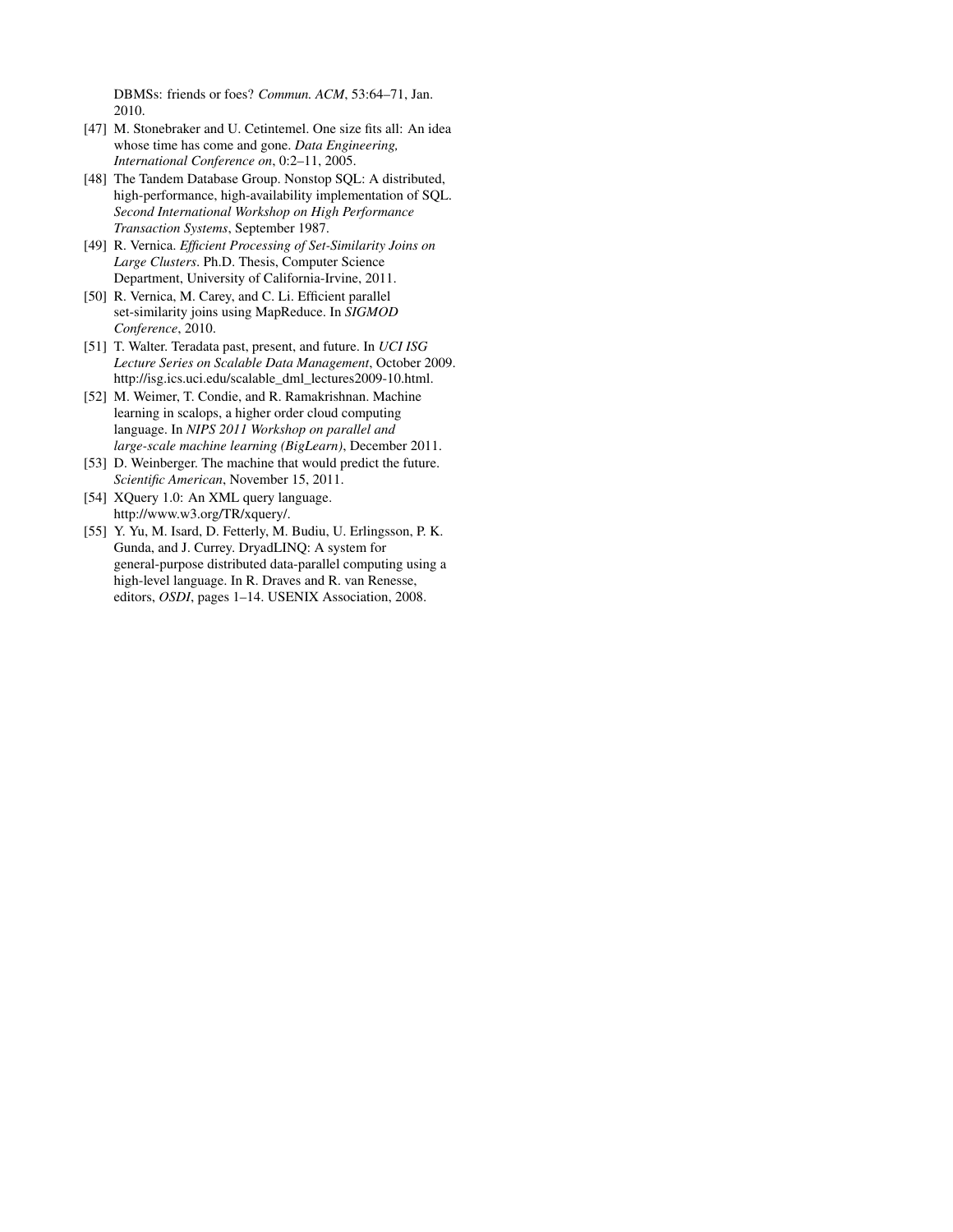DBMSs: friends or foes? *Commun. ACM*, 53:64–71, Jan. 2010.

[47] M. Stonebraker and U. Cetintemel. One size fits all: An idea whose time has come and gone. *Data Engineering, International Conference on*, 0:2–11, 2005.

[48] The Tandem Database Group. Nonstop SQL: A distributed, high-performance, high-availability implementation of SQL. *Second International Workshop on High Performance Transaction Systems*, September 1987.

[49] R. Vernica. *Efficient Processing of Set-Similarity Joins on Large Clusters*. Ph.D. Thesis, Computer Science Department, University of California-Irvine, 2011.

[50] R. Vernica, M. Carey, and C. Li. Efficient parallel set-similarity joins using MapReduce. In *SIGMOD Conference*, 2010.

[51] T. Walter. Teradata past, present, and future. In *UCI ISG Lecture Series on Scalable Data Management*, October 2009. http://isg.ics.uci.edu/scalable_dml_lectures2009-10.html.

[52] M. Weimer, T. Condie, and R. Ramakrishnan. Machine learning in scalops, a higher order cloud computing language. In *NIPS 2011 Workshop on parallel and large-scale machine learning (BigLearn)*, December 2011.

[53] D. Weinberger. The machine that would predict the future. *Scientific American*, November 15, 2011.

[54] XQuery 1.0: An XML query language. http://www.w3.org/TR/xquery/.

[55] Y. Yu, M. Isard, D. Fetterly, M. Budiu, U. Erlingsson, P. K. Gunda, and J. Currey. DryadLINQ: A system for general-purpose distributed data-parallel computing using a high-level language. In R. Draves and R. van Renesse, editors, *OSDI*, pages 1–14. USENIX Association, 2008.